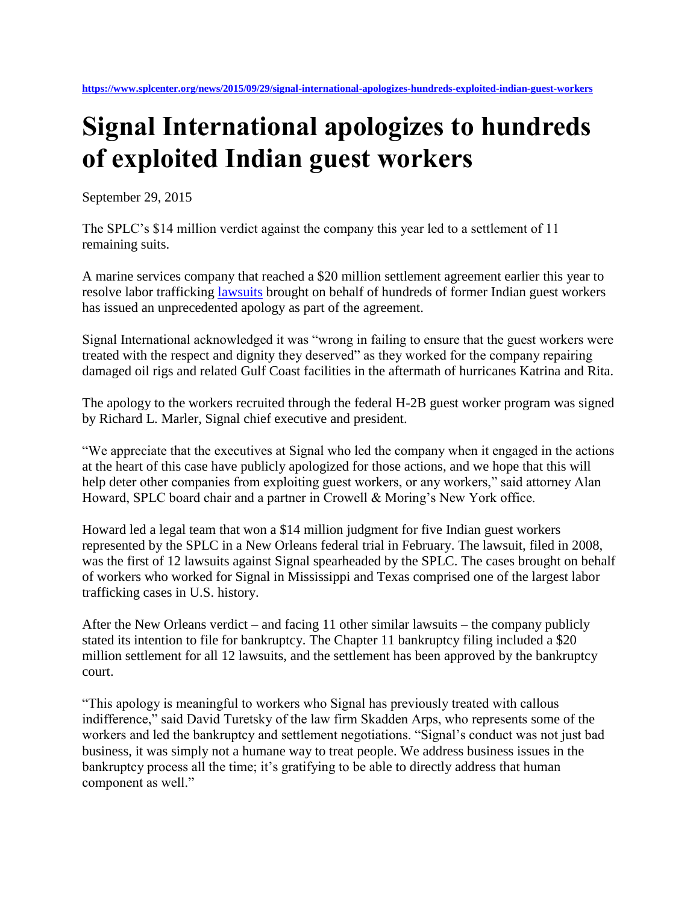https://www.splcenter.org/news/2015/09/29/signal-international-apologizes-hundreds-exploited-indian-guest-workers

# Signal International apologizes to hundreds of exploited Indian guest workers

September 29, 2015

The SPLC's $14 million verdict against the company this year led to a settlement of 11 remaining suits.

A marine services company that reached a $20 million settlement agreement earlier this year to resolve labor trafficking lawsuits brought on behalf of hundreds of former Indian guest workers has issued an unprecedented apology as part of the agreement.

Signal International acknowledged it was "wrong in failing to ensure that the guest workers were treated with the respect and dignity they deserved" as they worked for the company repairing damaged oil rigs and related Gulf Coast facilities in the aftermath of hurricanes Katrina and Rita.

The apology to the workers recruited through the federal H-2B guest worker program was signed by Richard L. Marler, Signal chief executive and president.

"We appreciate that the executives at Signal who led the company when it engaged in the actions at the heart of this case have publicly apologized for those actions, and we hope that this will help deter other companies from exploiting guest workers, or any workers," said attorney Alan Howard, SPLC board chair and a partner in Crowell & Moring's New York office.

Howard led a legal team that won a $14 million judgment for five Indian guest workers represented by the SPLC in a New Orleans federal trial in February. The lawsuit, filed in 2008, was the first of 12 lawsuits against Signal spearheaded by the SPLC. The cases brought on behalf of workers who worked for Signal in Mississippi and Texas comprised one of the largest labor trafficking cases in U.S. history.

After the New Orleans verdict – and facing 11 other similar lawsuits – the company publicly stated its intention to file for bankruptcy. The Chapter 11 bankruptcy filing included a $20 million settlement for all 12 lawsuits, and the settlement has been approved by the bankruptcy court.

"This apology is meaningful to workers who Signal has previously treated with callous indifference," said David Turetsky of the law firm Skadden Arps, who represents some of the workers and led the bankruptcy and settlement negotiations. "Signal's conduct was not just bad business, it was simply not a humane way to treat people. We address business issues in the bankruptcy process all the time; it's gratifying to be able to directly address that human component as well."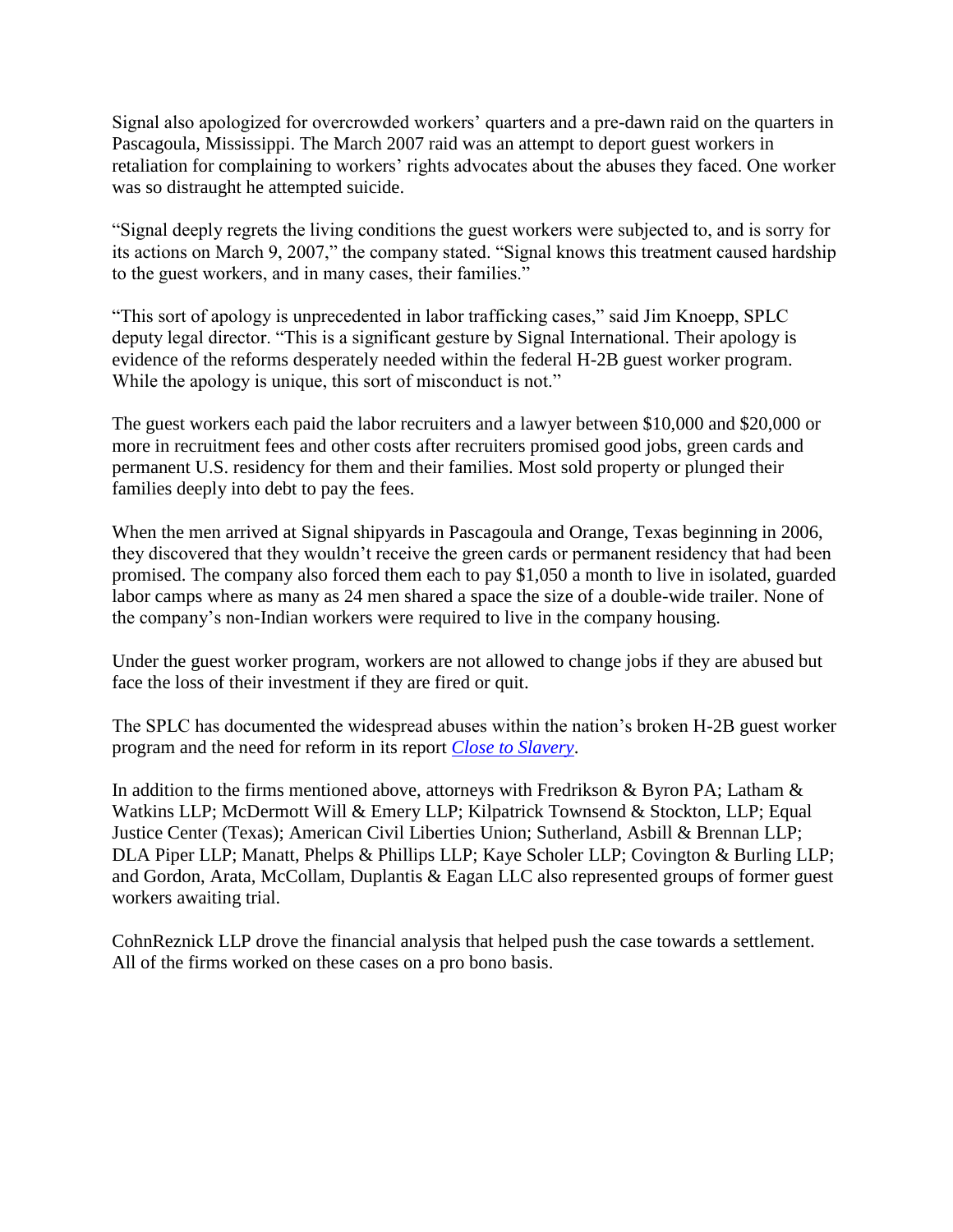Signal also apologized for overcrowded workers' quarters and a pre-dawn raid on the quarters in Pascagoula, Mississippi. The March 2007 raid was an attempt to deport guest workers in retaliation for complaining to workers' rights advocates about the abuses they faced. One worker was so distraught he attempted suicide.

"Signal deeply regrets the living conditions the guest workers were subjected to, and is sorry for its actions on March 9, 2007," the company stated. "Signal knows this treatment caused hardship to the guest workers, and in many cases, their families."

"This sort of apology is unprecedented in labor trafficking cases," said Jim Knoepp, SPLC deputy legal director. "This is a significant gesture by Signal International. Their apology is evidence of the reforms desperately needed within the federal H-2B guest worker program. While the apology is unique, this sort of misconduct is not."

The guest workers each paid the labor recruiters and a lawyer between $10,000 and $20,000 or more in recruitment fees and other costs after recruiters promised good jobs, green cards and permanent U.S. residency for them and their families. Most sold property or plunged their families deeply into debt to pay the fees.

When the men arrived at Signal shipyards in Pascagoula and Orange, Texas beginning in 2006, they discovered that they wouldn't receive the green cards or permanent residency that had been promised. The company also forced them each to pay $1,050 a month to live in isolated, guarded labor camps where as many as 24 men shared a space the size of a double-wide trailer. None of the company's non-Indian workers were required to live in the company housing.

Under the guest worker program, workers are not allowed to change jobs if they are abused but face the loss of their investment if they are fired or quit.

The SPLC has documented the widespread abuses within the nation's broken H-2B guest worker program and the need for reform in its report *Close to Slavery*.

In addition to the firms mentioned above, attorneys with Fredrikson & Byron PA; Latham & Watkins LLP; McDermott Will & Emery LLP; Kilpatrick Townsend & Stockton, LLP; Equal Justice Center (Texas); American Civil Liberties Union; Sutherland, Asbill & Brennan LLP; DLA Piper LLP; Manatt, Phelps & Phillips LLP; Kaye Scholer LLP; Covington & Burling LLP; and Gordon, Arata, McCollam, Duplantis & Eagan LLC also represented groups of former guest workers awaiting trial.

CohnReznick LLP drove the financial analysis that helped push the case towards a settlement. All of the firms worked on these cases on a pro bono basis.